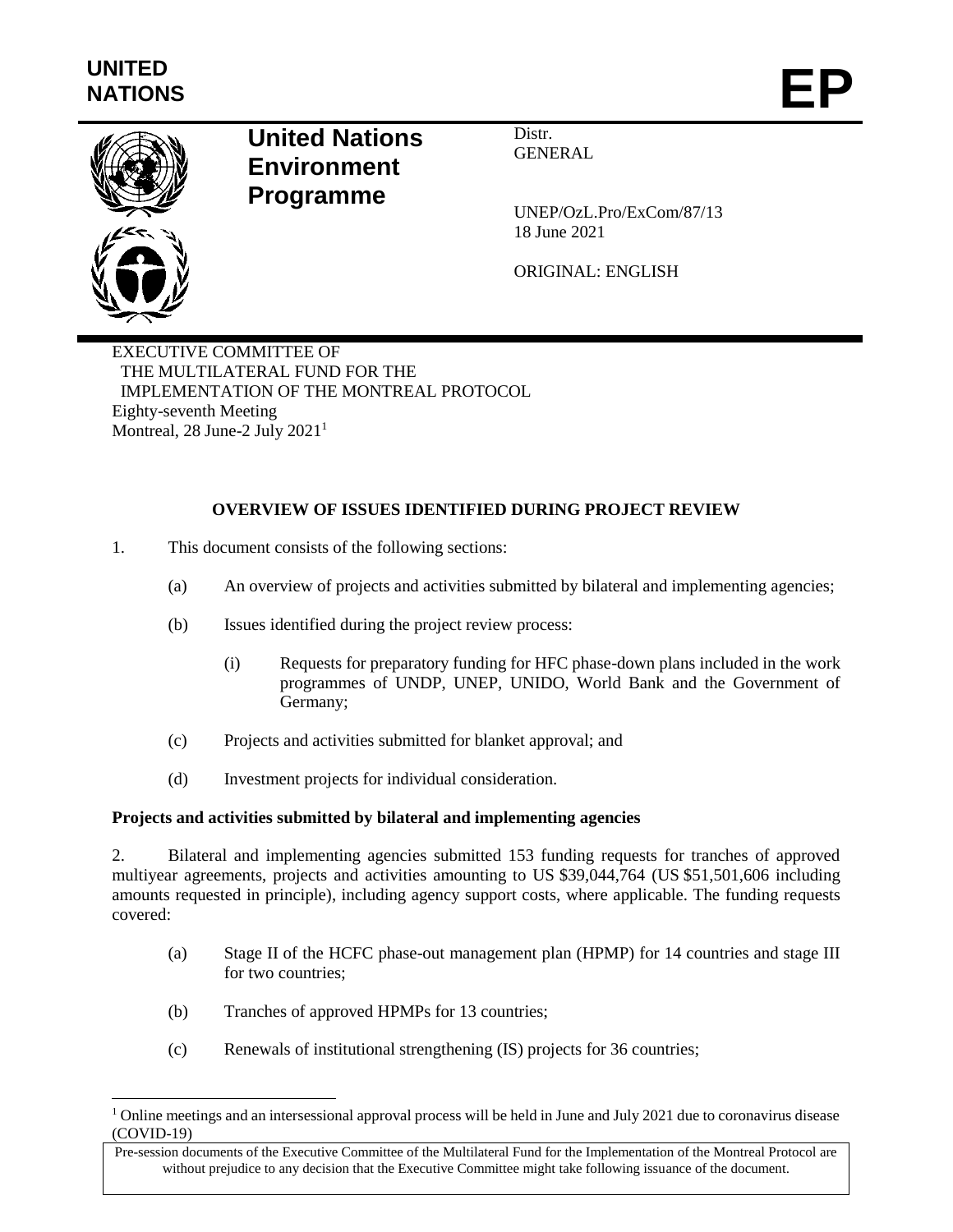UNITED NATIONS

**EP**

# United Nations Environment Programme

Distr.
GENERAL

UNEP/OzL.Pro/ExCom/87/13
18 June 2021

ORIGINAL: ENGLISH

EXECUTIVE COMMITTEE OF
THE MULTILATERAL FUND FOR THE
IMPLEMENTATION OF THE MONTREAL PROTOCOL
Eighty-seventh Meeting
Montreal, 28 June-2 July 2021[1]

## OVERVIEW OF ISSUES IDENTIFIED DURING PROJECT REVIEW

1. This document consists of the following sections:

   (a) An overview of projects and activities submitted by bilateral and implementing agencies;

   (b) Issues identified during the project review process:

      (i) Requests for preparatory funding for HFC phase-down plans included in the work programmes of UNDP, UNEP, UNIDO, World Bank and the Government of Germany;

   (c) Projects and activities submitted for blanket approval; and

   (d) Investment projects for individual consideration.

### Projects and activities submitted by bilateral and implementing agencies

2. Bilateral and implementing agencies submitted 153 funding requests for tranches of approved multiyear agreements, projects and activities amounting to US $39,044,764 (US $51,501,606 including amounts requested in principle), including agency support costs, where applicable. The funding requests covered:

   (a) Stage II of the HCFC phase-out management plan (HPMP) for 14 countries and stage III for two countries;

   (b) Tranches of approved HPMPs for 13 countries;

   (c) Renewals of institutional strengthening (IS) projects for 36 countries;

[1] Online meetings and an intersessional approval process will be held in June and July 2021 due to coronavirus disease (COVID-19)

Pre-session documents of the Executive Committee of the Multilateral Fund for the Implementation of the Montreal Protocol are without prejudice to any decision that the Executive Committee might take following issuance of the document.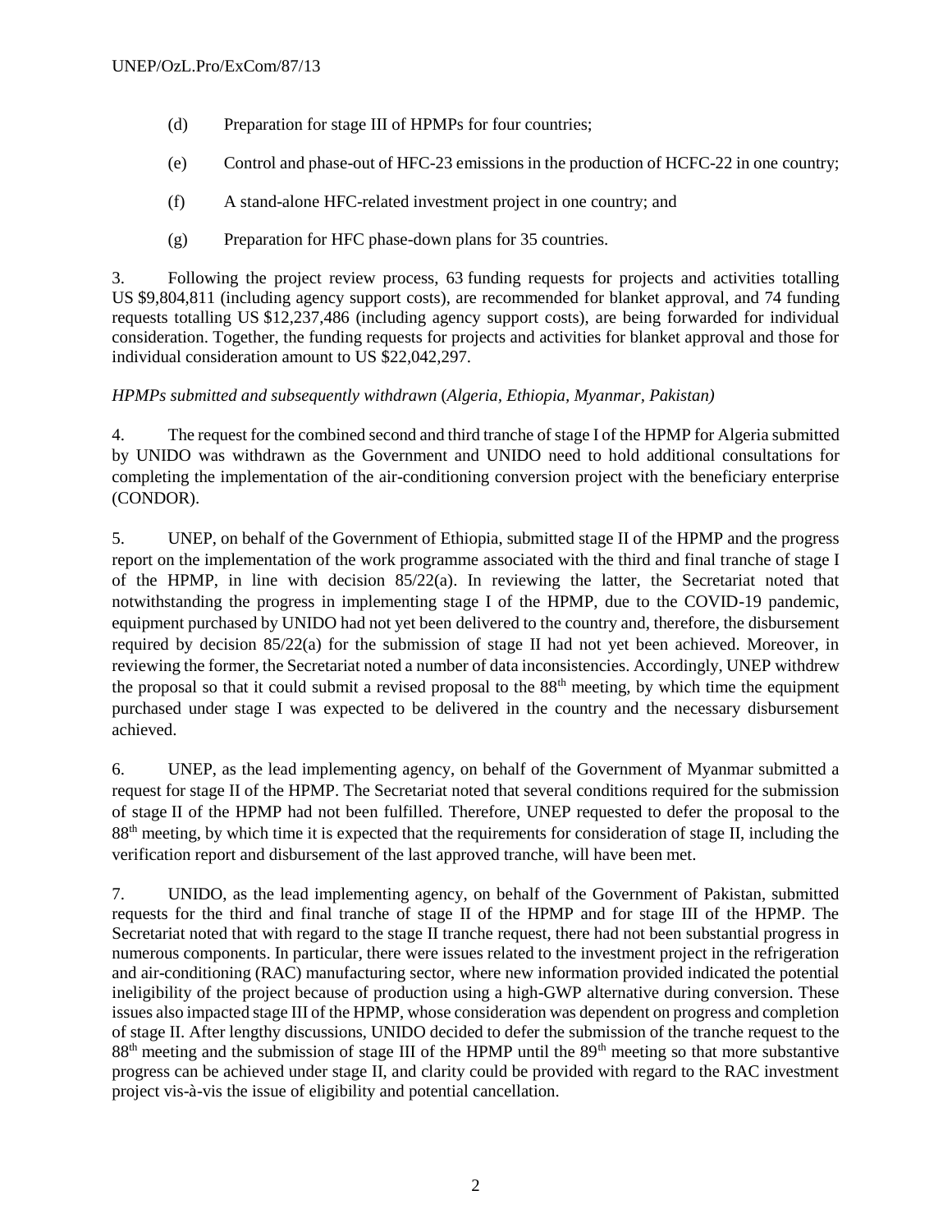(d) Preparation for stage III of HPMPs for four countries;

(e) Control and phase-out of HFC-23 emissions in the production of HCFC-22 in one country;

(f) A stand-alone HFC-related investment project in one country; and

(g) Preparation for HFC phase-down plans for 35 countries.

3. Following the project review process, 63 funding requests for projects and activities totalling US $9,804,811 (including agency support costs), are recommended for blanket approval, and 74 funding requests totalling US $12,237,486 (including agency support costs), are being forwarded for individual consideration. Together, the funding requests for projects and activities for blanket approval and those for individual consideration amount to US $22,042,297.

*HPMPs submitted and subsequently withdrawn* (*Algeria, Ethiopia, Myanmar, Pakistan)*

4. The request for the combined second and third tranche of stage I of the HPMP for Algeria submitted by UNIDO was withdrawn as the Government and UNIDO need to hold additional consultations for completing the implementation of the air-conditioning conversion project with the beneficiary enterprise (CONDOR).

5. UNEP, on behalf of the Government of Ethiopia, submitted stage II of the HPMP and the progress report on the implementation of the work programme associated with the third and final tranche of stage I of the HPMP, in line with decision 85/22(a). In reviewing the latter, the Secretariat noted that notwithstanding the progress in implementing stage I of the HPMP, due to the COVID-19 pandemic, equipment purchased by UNIDO had not yet been delivered to the country and, therefore, the disbursement required by decision 85/22(a) for the submission of stage II had not yet been achieved. Moreover, in reviewing the former, the Secretariat noted a number of data inconsistencies. Accordingly, UNEP withdrew the proposal so that it could submit a revised proposal to the 88th meeting, by which time the equipment purchased under stage I was expected to be delivered in the country and the necessary disbursement achieved.

6. UNEP, as the lead implementing agency, on behalf of the Government of Myanmar submitted a request for stage II of the HPMP. The Secretariat noted that several conditions required for the submission of stage II of the HPMP had not been fulfilled. Therefore, UNEP requested to defer the proposal to the 88th meeting, by which time it is expected that the requirements for consideration of stage II, including the verification report and disbursement of the last approved tranche, will have been met.

7. UNIDO, as the lead implementing agency, on behalf of the Government of Pakistan, submitted requests for the third and final tranche of stage II of the HPMP and for stage III of the HPMP. The Secretariat noted that with regard to the stage II tranche request, there had not been substantial progress in numerous components. In particular, there were issues related to the investment project in the refrigeration and air-conditioning (RAC) manufacturing sector, where new information provided indicated the potential ineligibility of the project because of production using a high-GWP alternative during conversion. These issues also impacted stage III of the HPMP, whose consideration was dependent on progress and completion of stage II. After lengthy discussions, UNIDO decided to defer the submission of the tranche request to the 88th meeting and the submission of stage III of the HPMP until the 89th meeting so that more substantive progress can be achieved under stage II, and clarity could be provided with regard to the RAC investment project vis-à-vis the issue of eligibility and potential cancellation.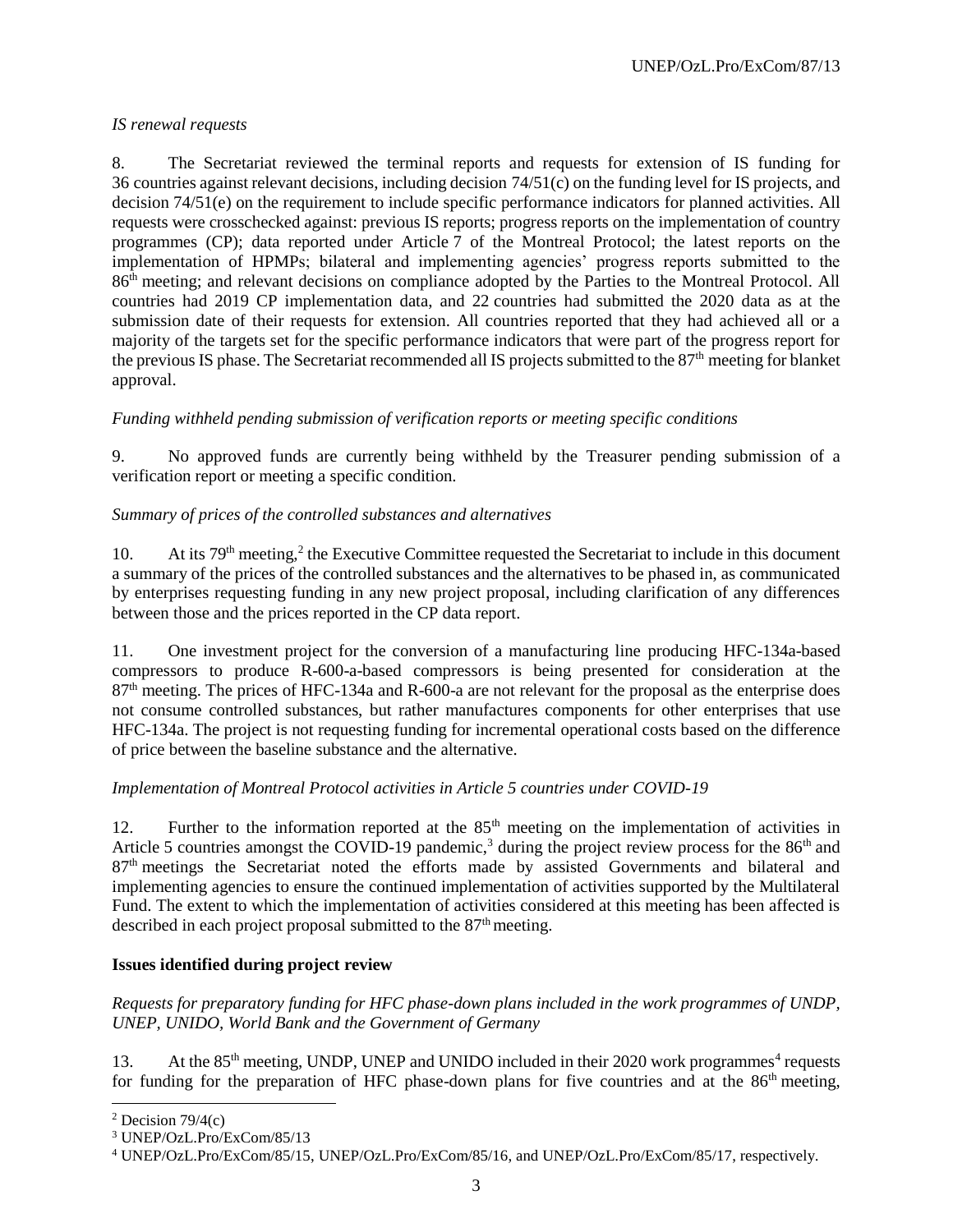*IS renewal requests*

8. The Secretariat reviewed the terminal reports and requests for extension of IS funding for 36 countries against relevant decisions, including decision 74/51(c) on the funding level for IS projects, and decision 74/51(e) on the requirement to include specific performance indicators for planned activities. All requests were crosschecked against: previous IS reports; progress reports on the implementation of country programmes (CP); data reported under Article 7 of the Montreal Protocol; the latest reports on the implementation of HPMPs; bilateral and implementing agencies' progress reports submitted to the 86th meeting; and relevant decisions on compliance adopted by the Parties to the Montreal Protocol. All countries had 2019 CP implementation data, and 22 countries had submitted the 2020 data as at the submission date of their requests for extension. All countries reported that they had achieved all or a majority of the targets set for the specific performance indicators that were part of the progress report for the previous IS phase. The Secretariat recommended all IS projects submitted to the 87th meeting for blanket approval.

*Funding withheld pending submission of verification reports or meeting specific conditions*

9. No approved funds are currently being withheld by the Treasurer pending submission of a verification report or meeting a specific condition.

*Summary of prices of the controlled substances and alternatives*

10. At its 79th meeting,[2] the Executive Committee requested the Secretariat to include in this document a summary of the prices of the controlled substances and the alternatives to be phased in, as communicated by enterprises requesting funding in any new project proposal, including clarification of any differences between those and the prices reported in the CP data report.

11. One investment project for the conversion of a manufacturing line producing HFC-134a-based compressors to produce R-600-a-based compressors is being presented for consideration at the 87th meeting. The prices of HFC-134a and R-600-a are not relevant for the proposal as the enterprise does not consume controlled substances, but rather manufactures components for other enterprises that use HFC-134a. The project is not requesting funding for incremental operational costs based on the difference of price between the baseline substance and the alternative.

*Implementation of Montreal Protocol activities in Article 5 countries under COVID-19*

12. Further to the information reported at the 85th meeting on the implementation of activities in Article 5 countries amongst the COVID-19 pandemic,[3] during the project review process for the 86th and 87th meetings the Secretariat noted the efforts made by assisted Governments and bilateral and implementing agencies to ensure the continued implementation of activities supported by the Multilateral Fund. The extent to which the implementation of activities considered at this meeting has been affected is described in each project proposal submitted to the 87th meeting.

**Issues identified during project review**

*Requests for preparatory funding for HFC phase-down plans included in the work programmes of UNDP, UNEP, UNIDO, World Bank and the Government of Germany*

13. At the 85th meeting, UNDP, UNEP and UNIDO included in their 2020 work programmes[4] requests for funding for the preparation of HFC phase-down plans for five countries and at the 86th meeting,

---

[2] Decision 79/4(c)

[3] UNEP/OzL.Pro/ExCom/85/13

[4] UNEP/OzL.Pro/ExCom/85/15, UNEP/OzL.Pro/ExCom/85/16, and UNEP/OzL.Pro/ExCom/85/17, respectively.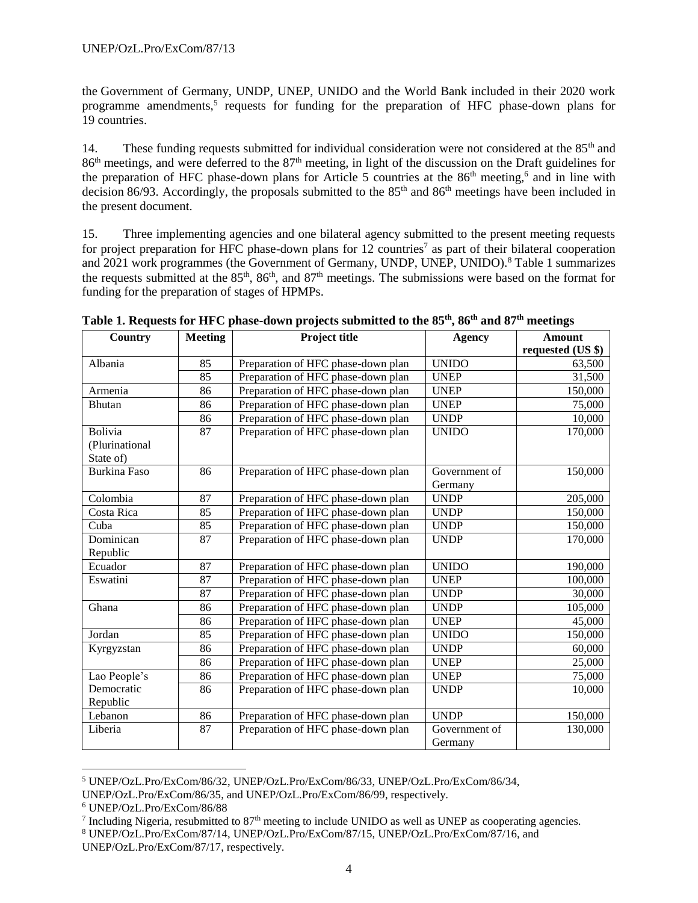the Government of Germany, UNDP, UNEP, UNIDO and the World Bank included in their 2020 work programme amendments,[5] requests for funding for the preparation of HFC phase-down plans for 19 countries.

14. These funding requests submitted for individual consideration were not considered at the 85th and 86th meetings, and were deferred to the 87th meeting, in light of the discussion on the Draft guidelines for the preparation of HFC phase-down plans for Article 5 countries at the 86th meeting,[6] and in line with decision 86/93. Accordingly, the proposals submitted to the 85th and 86th meetings have been included in the present document.

15. Three implementing agencies and one bilateral agency submitted to the present meeting requests for project preparation for HFC phase-down plans for 12 countries[7] as part of their bilateral cooperation and 2021 work programmes (the Government of Germany, UNDP, UNEP, UNIDO).[8] Table 1 summarizes the requests submitted at the 85th, 86th, and 87th meetings. The submissions were based on the format for funding for the preparation of stages of HPMPs.

**Table 1. Requests for HFC phase-down projects submitted to the 85th, 86th and 87th meetings**

| Country | Meeting | Project title | Agency | Amount requested (US $) |
|---|---|---|---|---|
| Albania | 85 | Preparation of HFC phase-down plan | UNIDO | 63,500 |
| | 85 | Preparation of HFC phase-down plan | UNEP | 31,500 |
| Armenia | 86 | Preparation of HFC phase-down plan | UNEP | 150,000 |
| Bhutan | 86 | Preparation of HFC phase-down plan | UNEP | 75,000 |
| | 86 | Preparation of HFC phase-down plan | UNDP | 10,000 |
| Bolivia (Plurinational State of) | 87 | Preparation of HFC phase-down plan | UNIDO | 170,000 |
| Burkina Faso | 86 | Preparation of HFC phase-down plan | Government of Germany | 150,000 |
| Colombia | 87 | Preparation of HFC phase-down plan | UNDP | 205,000 |
| Costa Rica | 85 | Preparation of HFC phase-down plan | UNDP | 150,000 |
| Cuba | 85 | Preparation of HFC phase-down plan | UNDP | 150,000 |
| Dominican Republic | 87 | Preparation of HFC phase-down plan | UNDP | 170,000 |
| Ecuador | 87 | Preparation of HFC phase-down plan | UNIDO | 190,000 |
| Eswatini | 87 | Preparation of HFC phase-down plan | UNEP | 100,000 |
| | 87 | Preparation of HFC phase-down plan | UNDP | 30,000 |
| Ghana | 86 | Preparation of HFC phase-down plan | UNDP | 105,000 |
| | 86 | Preparation of HFC phase-down plan | UNEP | 45,000 |
| Jordan | 85 | Preparation of HFC phase-down plan | UNIDO | 150,000 |
| Kyrgyzstan | 86 | Preparation of HFC phase-down plan | UNDP | 60,000 |
| | 86 | Preparation of HFC phase-down plan | UNEP | 25,000 |
| Lao People's Democratic Republic | 86 | Preparation of HFC phase-down plan | UNEP | 75,000 |
| | 86 | Preparation of HFC phase-down plan | UNDP | 10,000 |
| Lebanon | 86 | Preparation of HFC phase-down plan | UNDP | 150,000 |
| Liberia | 87 | Preparation of HFC phase-down plan | Government of Germany | 130,000 |

[5] UNEP/OzL.Pro/ExCom/86/32, UNEP/OzL.Pro/ExCom/86/33, UNEP/OzL.Pro/ExCom/86/34, UNEP/OzL.Pro/ExCom/86/35, and UNEP/OzL.Pro/ExCom/86/99, respectively.

[6] UNEP/OzL.Pro/ExCom/86/88

[7] Including Nigeria, resubmitted to 87th meeting to include UNIDO as well as UNEP as cooperating agencies.

[8] UNEP/OzL.Pro/ExCom/87/14, UNEP/OzL.Pro/ExCom/87/15, UNEP/OzL.Pro/ExCom/87/16, and UNEP/OzL.Pro/ExCom/87/17, respectively.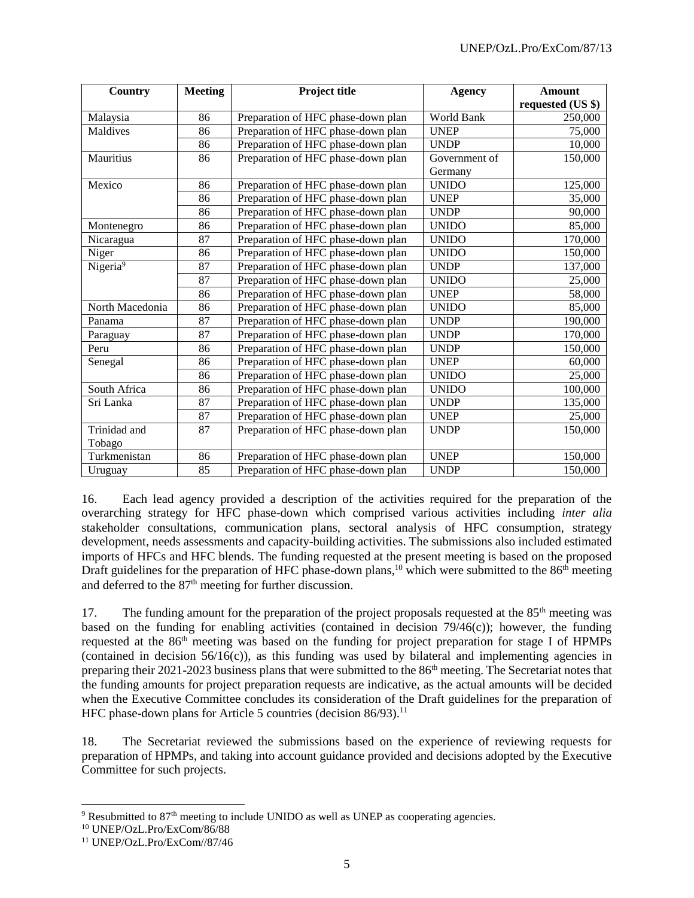| Country | Meeting | Project title | Agency | Amount requested (US $) |
|---|---|---|---|---|
| Malaysia | 86 | Preparation of HFC phase-down plan | World Bank | 250,000 |
| Maldives | 86 | Preparation of HFC phase-down plan | UNEP | 75,000 |
| | 86 | Preparation of HFC phase-down plan | UNDP | 10,000 |
| Mauritius | 86 | Preparation of HFC phase-down plan | Government of Germany | 150,000 |
| Mexico | 86 | Preparation of HFC phase-down plan | UNIDO | 125,000 |
| | 86 | Preparation of HFC phase-down plan | UNEP | 35,000 |
| | 86 | Preparation of HFC phase-down plan | UNDP | 90,000 |
| Montenegro | 86 | Preparation of HFC phase-down plan | UNIDO | 85,000 |
| Nicaragua | 87 | Preparation of HFC phase-down plan | UNIDO | 170,000 |
| Niger | 86 | Preparation of HFC phase-down plan | UNIDO | 150,000 |
| Nigeria[9] | 87 | Preparation of HFC phase-down plan | UNDP | 137,000 |
| | 87 | Preparation of HFC phase-down plan | UNIDO | 25,000 |
| | 86 | Preparation of HFC phase-down plan | UNEP | 58,000 |
| North Macedonia | 86 | Preparation of HFC phase-down plan | UNIDO | 85,000 |
| Panama | 87 | Preparation of HFC phase-down plan | UNDP | 190,000 |
| Paraguay | 87 | Preparation of HFC phase-down plan | UNDP | 170,000 |
| Peru | 86 | Preparation of HFC phase-down plan | UNDP | 150,000 |
| Senegal | 86 | Preparation of HFC phase-down plan | UNEP | 60,000 |
| | 86 | Preparation of HFC phase-down plan | UNIDO | 25,000 |
| South Africa | 86 | Preparation of HFC phase-down plan | UNIDO | 100,000 |
| Sri Lanka | 87 | Preparation of HFC phase-down plan | UNDP | 135,000 |
| | 87 | Preparation of HFC phase-down plan | UNEP | 25,000 |
| Trinidad and Tobago | 87 | Preparation of HFC phase-down plan | UNDP | 150,000 |
| Turkmenistan | 86 | Preparation of HFC phase-down plan | UNEP | 150,000 |
| Uruguay | 85 | Preparation of HFC phase-down plan | UNDP | 150,000 |

16. Each lead agency provided a description of the activities required for the preparation of the overarching strategy for HFC phase-down which comprised various activities including *inter alia* stakeholder consultations, communication plans, sectoral analysis of HFC consumption, strategy development, needs assessments and capacity-building activities. The submissions also included estimated imports of HFCs and HFC blends. The funding requested at the present meeting is based on the proposed Draft guidelines for the preparation of HFC phase-down plans,[10] which were submitted to the 86th meeting and deferred to the 87th meeting for further discussion.

17. The funding amount for the preparation of the project proposals requested at the 85th meeting was based on the funding for enabling activities (contained in decision 79/46(c)); however, the funding requested at the 86th meeting was based on the funding for project preparation for stage I of HPMPs (contained in decision 56/16(c)), as this funding was used by bilateral and implementing agencies in preparing their 2021-2023 business plans that were submitted to the 86th meeting. The Secretariat notes that the funding amounts for project preparation requests are indicative, as the actual amounts will be decided when the Executive Committee concludes its consideration of the Draft guidelines for the preparation of HFC phase-down plans for Article 5 countries (decision 86/93).[11]

18. The Secretariat reviewed the submissions based on the experience of reviewing requests for preparation of HPMPs, and taking into account guidance provided and decisions adopted by the Executive Committee for such projects.

---

[9] Resubmitted to 87th meeting to include UNIDO as well as UNEP as cooperating agencies.

[10] UNEP/OzL.Pro/ExCom/86/88

[11] UNEP/OzL.Pro/ExCom//87/46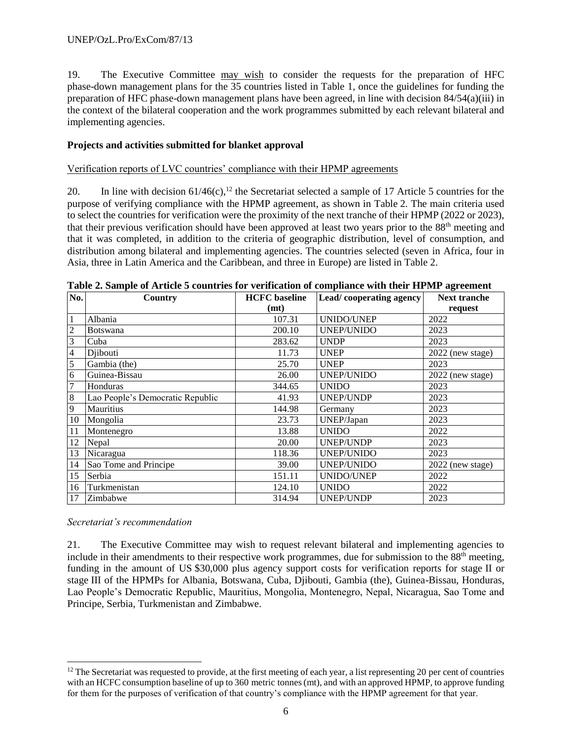19. The Executive Committee may wish to consider the requests for the preparation of HFC phase-down management plans for the 35 countries listed in Table 1, once the guidelines for funding the preparation of HFC phase-down management plans have been agreed, in line with decision 84/54(a)(iii) in the context of the bilateral cooperation and the work programmes submitted by each relevant bilateral and implementing agencies.

**Projects and activities submitted for blanket approval**

Verification reports of LVC countries' compliance with their HPMP agreements

20. In line with decision 61/46(c),[12] the Secretariat selected a sample of 17 Article 5 countries for the purpose of verifying compliance with the HPMP agreement, as shown in Table 2. The main criteria used to select the countries for verification were the proximity of the next tranche of their HPMP (2022 or 2023), that their previous verification should have been approved at least two years prior to the 88th meeting and that it was completed, in addition to the criteria of geographic distribution, level of consumption, and distribution among bilateral and implementing agencies. The countries selected (seven in Africa, four in Asia, three in Latin America and the Caribbean, and three in Europe) are listed in Table 2.

**Table 2. Sample of Article 5 countries for verification of compliance with their HPMP agreement**

| No. | Country | HCFC baseline (mt) | Lead/ cooperating agency | Next tranche request |
|---|---|---|---|---|
| 1 | Albania | 107.31 | UNIDO/UNEP | 2022 |
| 2 | Botswana | 200.10 | UNEP/UNIDO | 2023 |
| 3 | Cuba | 283.62 | UNDP | 2023 |
| 4 | Djibouti | 11.73 | UNEP | 2022 (new stage) |
| 5 | Gambia (the) | 25.70 | UNEP | 2023 |
| 6 | Guinea-Bissau | 26.00 | UNEP/UNIDO | 2022 (new stage) |
| 7 | Honduras | 344.65 | UNIDO | 2023 |
| 8 | Lao People's Democratic Republic | 41.93 | UNEP/UNDP | 2023 |
| 9 | Mauritius | 144.98 | Germany | 2023 |
| 10 | Mongolia | 23.73 | UNEP/Japan | 2023 |
| 11 | Montenegro | 13.88 | UNIDO | 2022 |
| 12 | Nepal | 20.00 | UNEP/UNDP | 2023 |
| 13 | Nicaragua | 118.36 | UNEP/UNIDO | 2023 |
| 14 | Sao Tome and Principe | 39.00 | UNEP/UNIDO | 2022 (new stage) |
| 15 | Serbia | 151.11 | UNIDO/UNEP | 2022 |
| 16 | Turkmenistan | 124.10 | UNIDO | 2022 |
| 17 | Zimbabwe | 314.94 | UNEP/UNDP | 2023 |

*Secretariat's recommendation*

21. The Executive Committee may wish to request relevant bilateral and implementing agencies to include in their amendments to their respective work programmes, due for submission to the 88th meeting, funding in the amount of US $30,000 plus agency support costs for verification reports for stage II or stage III of the HPMPs for Albania, Botswana, Cuba, Djibouti, Gambia (the), Guinea-Bissau, Honduras, Lao People's Democratic Republic, Mauritius, Mongolia, Montenegro, Nepal, Nicaragua, Sao Tome and Principe, Serbia, Turkmenistan and Zimbabwe.

[12] The Secretariat was requested to provide, at the first meeting of each year, a list representing 20 per cent of countries with an HCFC consumption baseline of up to 360 metric tonnes (mt), and with an approved HPMP, to approve funding for them for the purposes of verification of that country's compliance with the HPMP agreement for that year.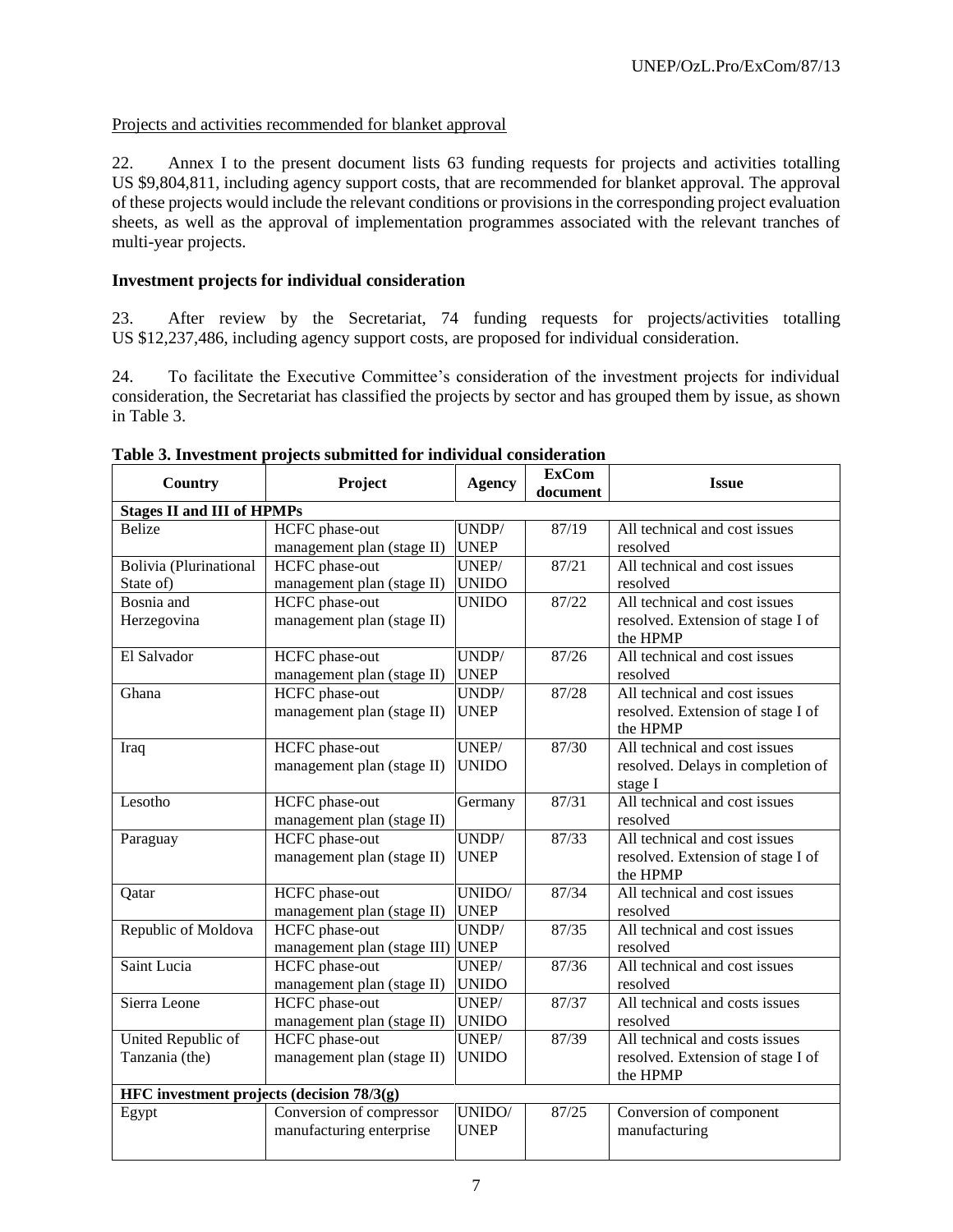Projects and activities recommended for blanket approval

22. Annex I to the present document lists 63 funding requests for projects and activities totalling US $9,804,811, including agency support costs, that are recommended for blanket approval. The approval of these projects would include the relevant conditions or provisions in the corresponding project evaluation sheets, as well as the approval of implementation programmes associated with the relevant tranches of multi-year projects.

**Investment projects for individual consideration**

23. After review by the Secretariat, 74 funding requests for projects/activities totalling US $12,237,486, including agency support costs, are proposed for individual consideration.

24. To facilitate the Executive Committee's consideration of the investment projects for individual consideration, the Secretariat has classified the projects by sector and has grouped them by issue, as shown in Table 3.

**Table 3. Investment projects submitted for individual consideration**

| Country | Project | Agency | ExCom document | Issue |
|---|---|---|---|---|
| **Stages II and III of HPMPs** | | | | |
| Belize | HCFC phase-out management plan (stage II) | UNDP/ UNEP | 87/19 | All technical and cost issues resolved |
| Bolivia (Plurinational State of) | HCFC phase-out management plan (stage II) | UNEP/ UNIDO | 87/21 | All technical and cost issues resolved |
| Bosnia and Herzegovina | HCFC phase-out management plan (stage II) | UNIDO | 87/22 | All technical and cost issues resolved. Extension of stage I of the HPMP |
| El Salvador | HCFC phase-out management plan (stage II) | UNDP/ UNEP | 87/26 | All technical and cost issues resolved |
| Ghana | HCFC phase-out management plan (stage II) | UNDP/ UNEP | 87/28 | All technical and cost issues resolved. Extension of stage I of the HPMP |
| Iraq | HCFC phase-out management plan (stage II) | UNEP/ UNIDO | 87/30 | All technical and cost issues resolved. Delays in completion of stage I |
| Lesotho | HCFC phase-out management plan (stage II) | Germany | 87/31 | All technical and cost issues resolved |
| Paraguay | HCFC phase-out management plan (stage II) | UNDP/ UNEP | 87/33 | All technical and cost issues resolved. Extension of stage I of the HPMP |
| Qatar | HCFC phase-out management plan (stage II) | UNIDO/ UNEP | 87/34 | All technical and cost issues resolved |
| Republic of Moldova | HCFC phase-out management plan (stage III) | UNDP/ UNEP | 87/35 | All technical and cost issues resolved |
| Saint Lucia | HCFC phase-out management plan (stage II) | UNEP/ UNIDO | 87/36 | All technical and cost issues resolved |
| Sierra Leone | HCFC phase-out management plan (stage II) | UNEP/ UNIDO | 87/37 | All technical and costs issues resolved |
| United Republic of Tanzania (the) | HCFC phase-out management plan (stage II) | UNEP/ UNIDO | 87/39 | All technical and costs issues resolved. Extension of stage I of the HPMP |
| **HFC investment projects (decision 78/3(g)** | | | | |
| Egypt | Conversion of compressor manufacturing enterprise | UNIDO/ UNEP | 87/25 | Conversion of component manufacturing |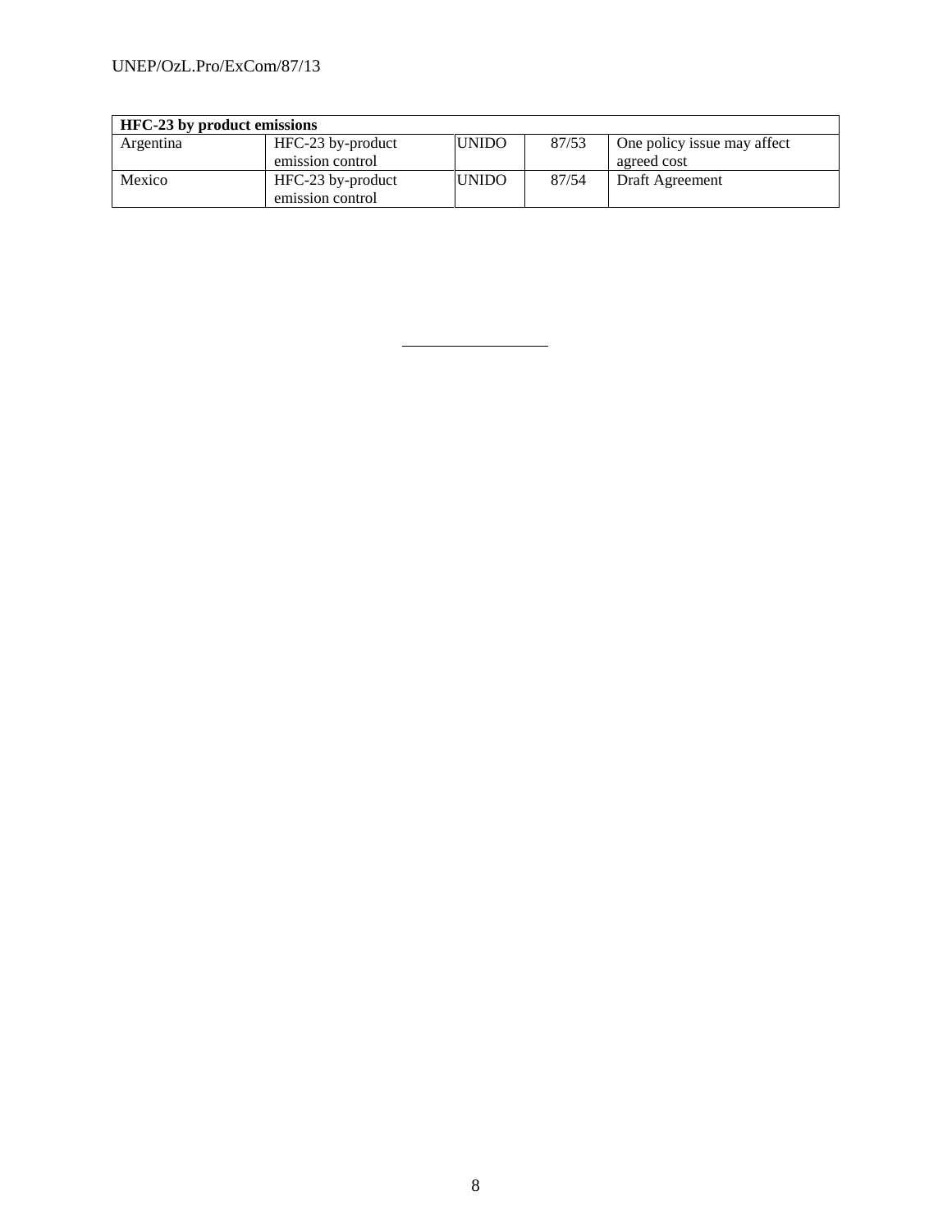| HFC-23 by product emissions | | | | |
|---|---|---|---|---|
| Argentina | HFC-23 by-product emission control | UNIDO | 87/53 | One policy issue may affect agreed cost |
| Mexico | HFC-23 by-product emission control | UNIDO | 87/54 | Draft Agreement |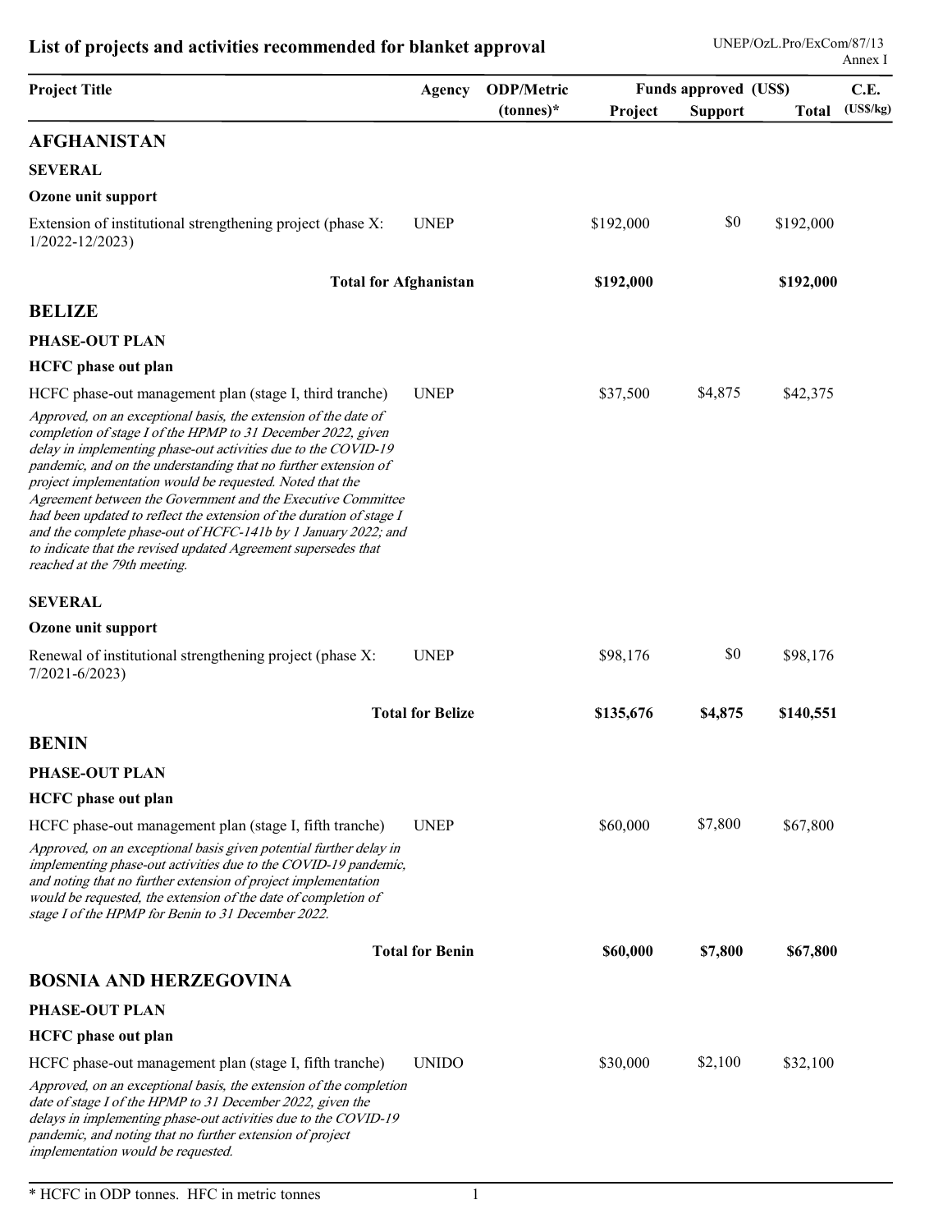## List of projects and activities recommended for blanket approval

UNEP/OzL.Pro/ExCom/87/13
Annex I

| Project Title | Agency | ODP/Metric (tonnes)* | Funds approved (US$) | | | C.E. (US$/kg) |
|---|---|---|---|---|---|---|
| | | | Project | Support | Total | |
| **AFGHANISTAN** | | | | | | |
| **SEVERAL** | | | | | | |
| **Ozone unit support** | | | | | | |
| Extension of institutional strengthening project (phase X: 1/2022-12/2023) | UNEP | | $192,000 | $0 | $192,000 | |
| **Total for Afghanistan** | | | **$192,000** | | **$192,000** | |
| **BELIZE** | | | | | | |
| **PHASE-OUT PLAN** | | | | | | |
| **HCFC phase out plan** | | | | | | |
| HCFC phase-out management plan (stage I, third tranche) | UNEP | | $37,500 | $4,875 | $42,375 | |
| *Approved, on an exceptional basis, the extension of the date of completion of stage I of the HPMP to 31 December 2022, given delay in implementing phase-out activities due to the COVID-19 pandemic, and on the understanding that no further extension of project implementation would be requested. Noted that the Agreement between the Government and the Executive Committee had been updated to reflect the extension of the duration of stage I and the complete phase-out of HCFC-141b by 1 January 2022; and to indicate that the revised updated Agreement supersedes that reached at the 79th meeting.* | | | | | | |
| **SEVERAL** | | | | | | |
| **Ozone unit support** | | | | | | |
| Renewal of institutional strengthening project (phase X: 7/2021-6/2023) | UNEP | | $98,176 | $0 | $98,176 | |
| **Total for Belize** | | | **$135,676** | **$4,875** | **$140,551** | |
| **BENIN** | | | | | | |
| **PHASE-OUT PLAN** | | | | | | |
| **HCFC phase out plan** | | | | | | |
| HCFC phase-out management plan (stage I, fifth tranche) | UNEP | | $60,000 | $7,800 | $67,800 | |
| *Approved, on an exceptional basis given potential further delay in implementing phase-out activities due to the COVID-19 pandemic, and noting that no further extension of project implementation would be requested, the extension of the date of completion of stage I of the HPMP for Benin to 31 December 2022.* | | | | | | |
| **Total for Benin** | | | **$60,000** | **$7,800** | **$67,800** | |
| **BOSNIA AND HERZEGOVINA** | | | | | | |
| **PHASE-OUT PLAN** | | | | | | |
| **HCFC phase out plan** | | | | | | |
| HCFC phase-out management plan (stage I, fifth tranche) | UNIDO | | $30,000 | $2,100 | $32,100 | |
| *Approved, on an exceptional basis, the extension of the completion date of stage I of the HPMP to 31 December 2022, given the delays in implementing phase-out activities due to the COVID-19 pandemic, and noting that no further extension of project implementation would be requested.* | | | | | | |

\* HCFC in ODP tonnes. HFC in metric tonnes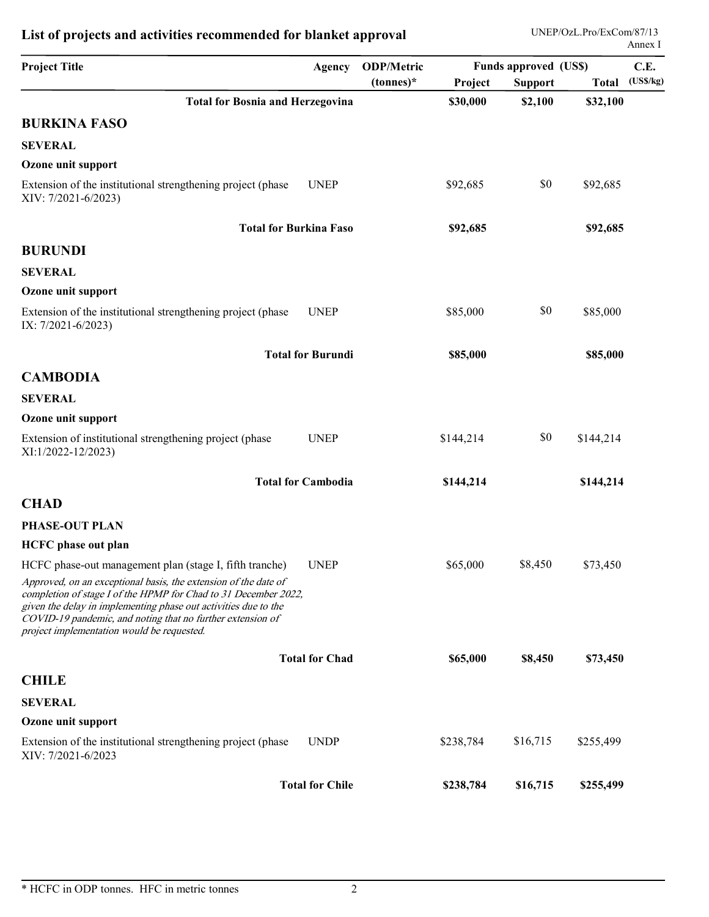## List of projects and activities recommended for blanket approval

| Project Title | Agency | ODP/Metric (tonnes)* | Funds approved (US$) Project | Support | Total | C.E. (US$/kg) |
|---|---|---|---|---|---|---|
| **Total for Bosnia and Herzegovina** | | | **$30,000** | **$2,100** | **$32,100** | |
| **BURKINA FASO** | | | | | | |
| **SEVERAL** | | | | | | |
| **Ozone unit support** | | | | | | |
| Extension of the institutional strengthening project (phase XIV: 7/2021-6/2023) | UNEP | | $92,685 | $0 | $92,685 | |
| **Total for Burkina Faso** | | | **$92,685** | | **$92,685** | |
| **BURUNDI** | | | | | | |
| **SEVERAL** | | | | | | |
| **Ozone unit support** | | | | | | |
| Extension of the institutional strengthening project (phase IX: 7/2021-6/2023) | UNEP | | $85,000 | $0 | $85,000 | |
| **Total for Burundi** | | | **$85,000** | | **$85,000** | |
| **CAMBODIA** | | | | | | |
| **SEVERAL** | | | | | | |
| **Ozone unit support** | | | | | | |
| Extension of institutional strengthening project (phase XI:1/2022-12/2023) | UNEP | | $144,214 | $0 | $144,214 | |
| **Total for Cambodia** | | | **$144,214** | | **$144,214** | |
| **CHAD** | | | | | | |
| **PHASE-OUT PLAN** | | | | | | |
| **HCFC phase out plan** | | | | | | |
| HCFC phase-out management plan (stage I, fifth tranche) *Approved, on an exceptional basis, the extension of the date of completion of stage I of the HPMP for Chad to 31 December 2022, given the delay in implementing phase out activities due to the COVID-19 pandemic, and noting that no further extension of project implementation would be requested.* | UNEP | | $65,000 | $8,450 | $73,450 | |
| **Total for Chad** | | | **$65,000** | **$8,450** | **$73,450** | |
| **CHILE** | | | | | | |
| **SEVERAL** | | | | | | |
| **Ozone unit support** | | | | | | |
| Extension of the institutional strengthening project (phase XIV: 7/2021-6/2023 | UNDP | | $238,784 | $16,715 | $255,499 | |
| **Total for Chile** | | | **$238,784** | **$16,715** | **$255,499** | |

* HCFC in ODP tonnes. HFC in metric tonnes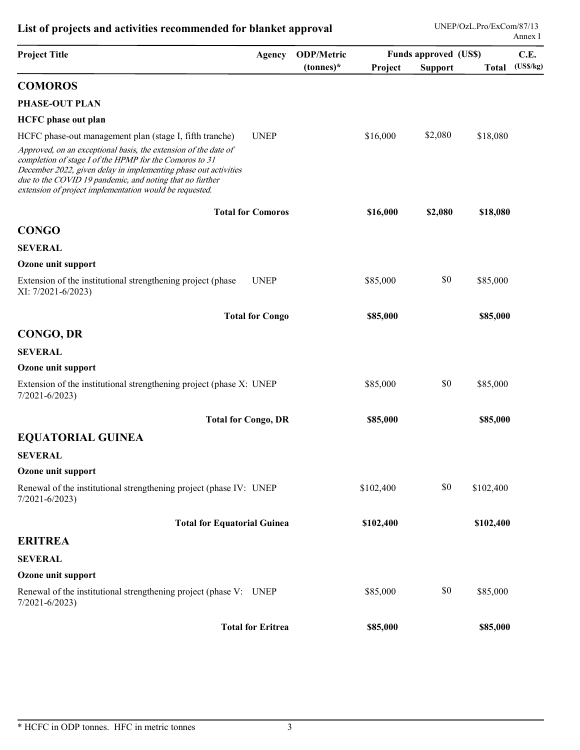## List of projects and activities recommended for blanket approval

| Project Title | Agency | ODP/Metric (tonnes)* | Funds approved (US$) Project | Support | Total | C.E. (US$/kg) |
|---|---|---|---|---|---|---|
| **COMOROS** | | | | | | |
| **PHASE-OUT PLAN** | | | | | | |
| **HCFC phase out plan** | | | | | | |
| HCFC phase-out management plan (stage I, fifth tranche) | UNEP | | $16,000 | $2,080 | $18,080 | |
| *Approved, on an exceptional basis, the extension of the date of completion of stage I of the HPMP for the Comoros to 31 December 2022, given delay in implementing phase out activities due to the COVID 19 pandemic, and noting that no further extension of project implementation would be requested.* | | | | | | |
| **Total for Comoros** | | | **$16,000** | **$2,080** | **$18,080** | |
| **CONGO** | | | | | | |
| **SEVERAL** | | | | | | |
| **Ozone unit support** | | | | | | |
| Extension of the institutional strengthening project (phase XI: 7/2021-6/2023) | UNEP | | $85,000 | $0 | $85,000 | |
| **Total for Congo** | | | **$85,000** | | **$85,000** | |
| **CONGO, DR** | | | | | | |
| **SEVERAL** | | | | | | |
| **Ozone unit support** | | | | | | |
| Extension of the institutional strengthening project (phase X: 7/2021-6/2023) | UNEP | | $85,000 | $0 | $85,000 | |
| **Total for Congo, DR** | | | **$85,000** | | **$85,000** | |
| **EQUATORIAL GUINEA** | | | | | | |
| **SEVERAL** | | | | | | |
| **Ozone unit support** | | | | | | |
| Renewal of the institutional strengthening project (phase IV: 7/2021-6/2023) | UNEP | | $102,400 | $0 | $102,400 | |
| **Total for Equatorial Guinea** | | | **$102,400** | | **$102,400** | |
| **ERITREA** | | | | | | |
| **SEVERAL** | | | | | | |
| **Ozone unit support** | | | | | | |
| Renewal of the institutional strengthening project (phase V: 7/2021-6/2023) | UNEP | | $85,000 | $0 | $85,000 | |
| **Total for Eritrea** | | | **$85,000** | | **$85,000** | |

* HCFC in ODP tonnes. HFC in metric tonnes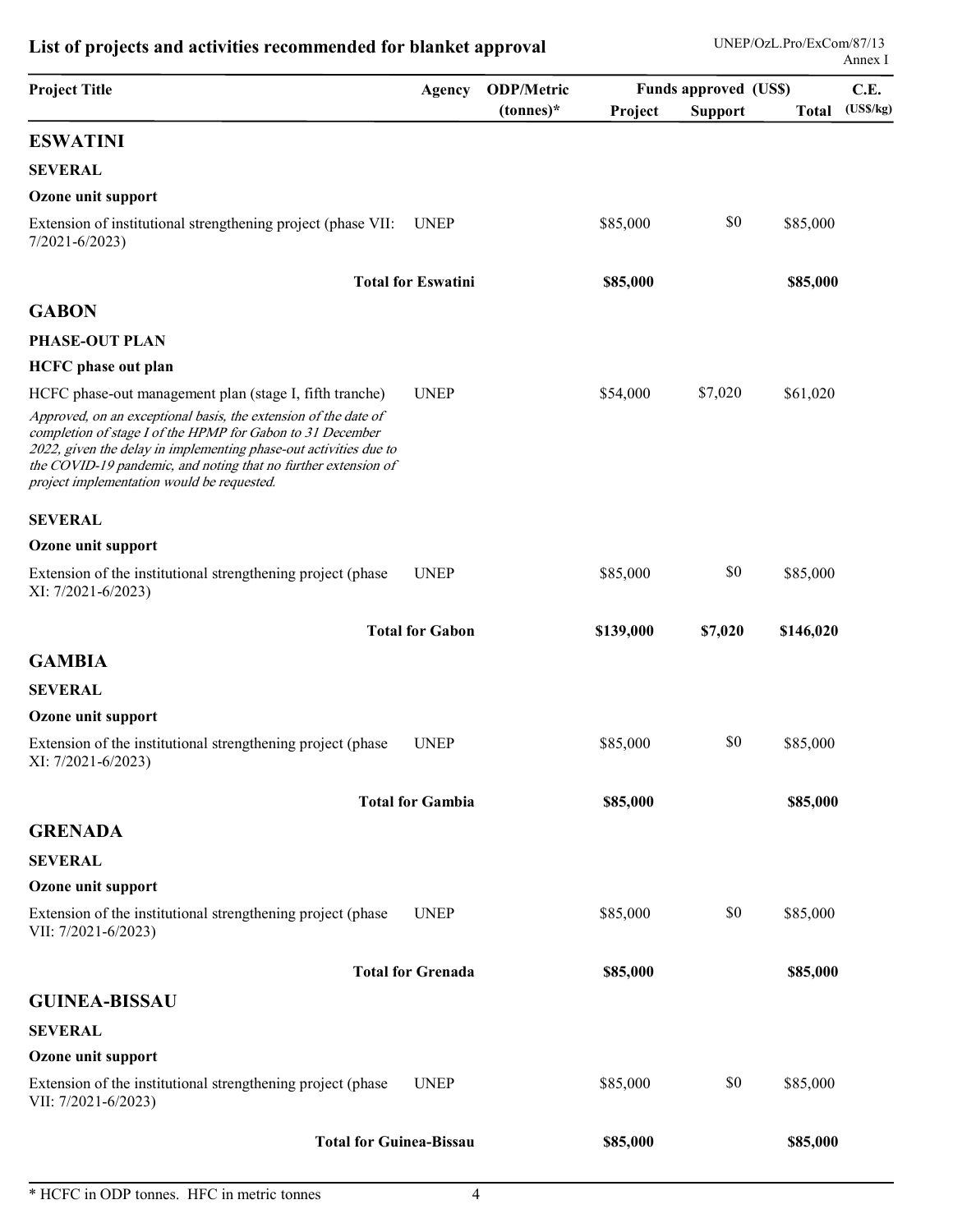## List of projects and activities recommended for blanket approval

| Project Title | Agency | ODP/Metric (tonnes)* | Funds approved (US$) Project | Support | Total | C.E. (US$/kg) |
|---|---|---|---|---|---|---|
| **ESWATINI** | | | | | | |
| **SEVERAL** | | | | | | |
| **Ozone unit support** | | | | | | |
| Extension of institutional strengthening project (phase VII: 7/2021-6/2023) | UNEP | | $85,000 | $0 | $85,000 | |
| **Total for Eswatini** | | | **$85,000** | | **$85,000** | |
| **GABON** | | | | | | |
| **PHASE-OUT PLAN** | | | | | | |
| **HCFC phase out plan** | | | | | | |
| HCFC phase-out management plan (stage I, fifth tranche) | UNEP | | $54,000 | $7,020 | $61,020 | |
| *Approved, on an exceptional basis, the extension of the date of completion of stage I of the HPMP for Gabon to 31 December 2022, given the delay in implementing phase-out activities due to the COVID-19 pandemic, and noting that no further extension of project implementation would be requested.* | | | | | | |
| **SEVERAL** | | | | | | |
| **Ozone unit support** | | | | | | |
| Extension of the institutional strengthening project (phase XI: 7/2021-6/2023) | UNEP | | $85,000 | $0 | $85,000 | |
| **Total for Gabon** | | | **$139,000** | **$7,020** | **$146,020** | |
| **GAMBIA** | | | | | | |
| **SEVERAL** | | | | | | |
| **Ozone unit support** | | | | | | |
| Extension of the institutional strengthening project (phase XI: 7/2021-6/2023) | UNEP | | $85,000 | $0 | $85,000 | |
| **Total for Gambia** | | | **$85,000** | | **$85,000** | |
| **GRENADA** | | | | | | |
| **SEVERAL** | | | | | | |
| **Ozone unit support** | | | | | | |
| Extension of the institutional strengthening project (phase VII: 7/2021-6/2023) | UNEP | | $85,000 | $0 | $85,000 | |
| **Total for Grenada** | | | **$85,000** | | **$85,000** | |
| **GUINEA-BISSAU** | | | | | | |
| **SEVERAL** | | | | | | |
| **Ozone unit support** | | | | | | |
| Extension of the institutional strengthening project (phase VII: 7/2021-6/2023) | UNEP | | $85,000 | $0 | $85,000 | |
| **Total for Guinea-Bissau** | | | **$85,000** | | **$85,000** | |

\* HCFC in ODP tonnes. HFC in metric tonnes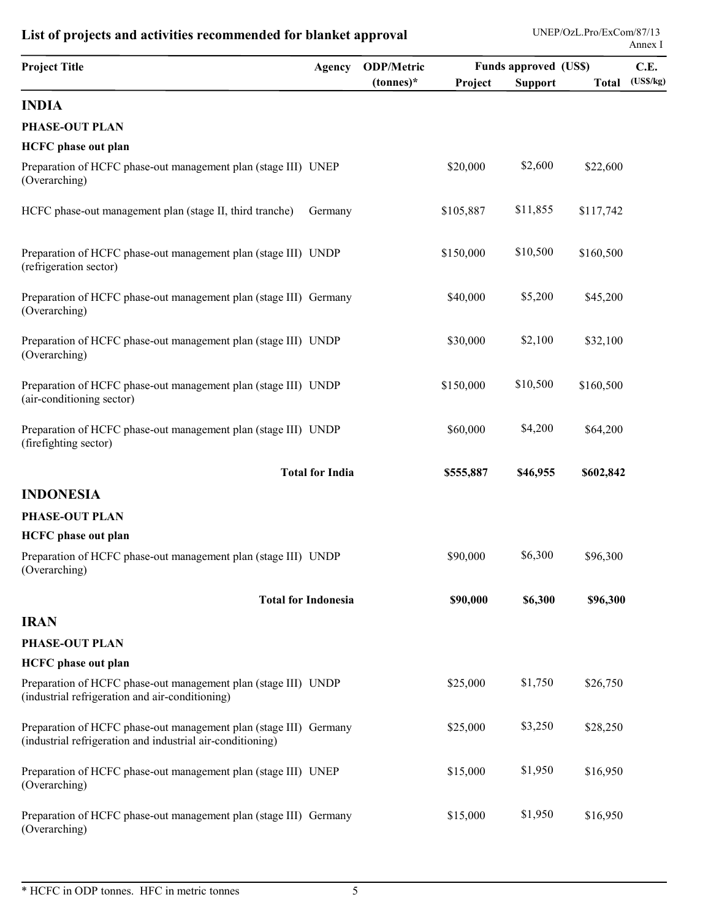## List of projects and activities recommended for blanket approval

| Project Title | Agency | ODP/Metric (tonnes)* | Funds approved (US$) Project | Support | Total | C.E. (US$/kg) |
|---|---|---|---|---|---|---|
| **INDIA** | | | | | | |
| **PHASE-OUT PLAN** | | | | | | |
| **HCFC phase out plan** | | | | | | |
| Preparation of HCFC phase-out management plan (stage III) (Overarching) | UNEP | | $20,000 | $2,600 | $22,600 | |
| HCFC phase-out management plan (stage II, third tranche) | Germany | | $105,887 | $11,855 | $117,742 | |
| Preparation of HCFC phase-out management plan (stage III) (refrigeration sector) | UNDP | | $150,000 | $10,500 | $160,500 | |
| Preparation of HCFC phase-out management plan (stage III) (Overarching) | Germany | | $40,000 | $5,200 | $45,200 | |
| Preparation of HCFC phase-out management plan (stage III) (Overarching) | UNDP | | $30,000 | $2,100 | $32,100 | |
| Preparation of HCFC phase-out management plan (stage III) (air-conditioning sector) | UNDP | | $150,000 | $10,500 | $160,500 | |
| Preparation of HCFC phase-out management plan (stage III) (firefighting sector) | UNDP | | $60,000 | $4,200 | $64,200 | |
| **Total for India** | | | **$555,887** | **$46,955** | **$602,842** | |
| **INDONESIA** | | | | | | |
| **PHASE-OUT PLAN** | | | | | | |
| **HCFC phase out plan** | | | | | | |
| Preparation of HCFC phase-out management plan (stage III) (Overarching) | UNDP | | $90,000 | $6,300 | $96,300 | |
| **Total for Indonesia** | | | **$90,000** | **$6,300** | **$96,300** | |
| **IRAN** | | | | | | |
| **PHASE-OUT PLAN** | | | | | | |
| **HCFC phase out plan** | | | | | | |
| Preparation of HCFC phase-out management plan (stage III) (industrial refrigeration and air-conditioning) | UNDP | | $25,000 | $1,750 | $26,750 | |
| Preparation of HCFC phase-out management plan (stage III) (industrial refrigeration and industrial air-conditioning) | Germany | | $25,000 | $3,250 | $28,250 | |
| Preparation of HCFC phase-out management plan (stage III) (Overarching) | UNEP | | $15,000 | $1,950 | $16,950 | |
| Preparation of HCFC phase-out management plan (stage III) (Overarching) | Germany | | $15,000 | $1,950 | $16,950 | |

* HCFC in ODP tonnes. HFC in metric tonnes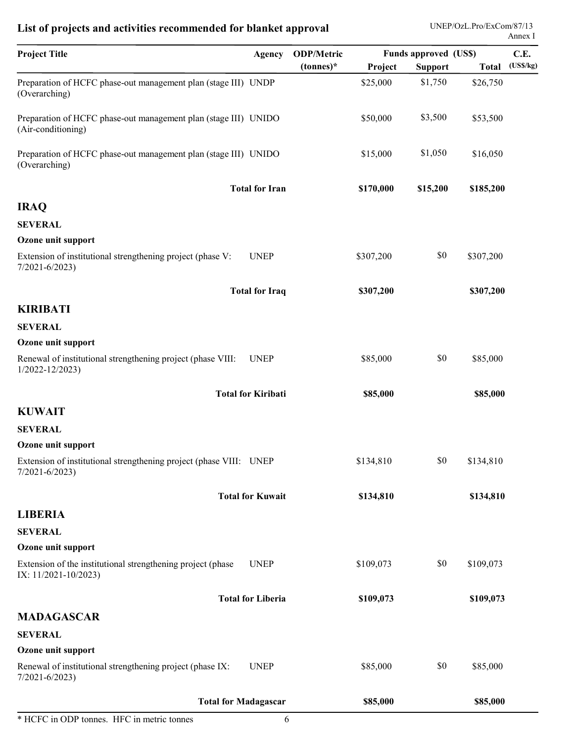## List of projects and activities recommended for blanket approval

| Project Title | Agency | ODP/Metric (tonnes)* | Funds approved (US$) | | | C.E. (US$/kg) |
|---|---|---|---|---|---|---|
| | | | Project | Support | Total | |
| Preparation of HCFC phase-out management plan (stage III) (Overarching) | UNDP | | $25,000 | $1,750 | $26,750 | |
| Preparation of HCFC phase-out management plan (stage III) (Air-conditioning) | UNIDO | | $50,000 | $3,500 | $53,500 | |
| Preparation of HCFC phase-out management plan (stage III) (Overarching) | UNIDO | | $15,000 | $1,050 | $16,050 | |
| **Total for Iran** | | | **$170,000** | **$15,200** | **$185,200** | |
| **IRAQ** | | | | | | |
| **SEVERAL** | | | | | | |
| **Ozone unit support** | | | | | | |
| Extension of institutional strengthening project (phase V: 7/2021-6/2023) | UNEP | | $307,200 | $0 | $307,200 | |
| **Total for Iraq** | | | **$307,200** | | **$307,200** | |
| **KIRIBATI** | | | | | | |
| **SEVERAL** | | | | | | |
| **Ozone unit support** | | | | | | |
| Renewal of institutional strengthening project (phase VIII: 1/2022-12/2023) | UNEP | | $85,000 | $0 | $85,000 | |
| **Total for Kiribati** | | | **$85,000** | | **$85,000** | |
| **KUWAIT** | | | | | | |
| **SEVERAL** | | | | | | |
| **Ozone unit support** | | | | | | |
| Extension of institutional strengthening project (phase VIII: 7/2021-6/2023) | UNEP | | $134,810 | $0 | $134,810 | |
| **Total for Kuwait** | | | **$134,810** | | **$134,810** | |
| **LIBERIA** | | | | | | |
| **SEVERAL** | | | | | | |
| **Ozone unit support** | | | | | | |
| Extension of the institutional strengthening project (phase IX: 11/2021-10/2023) | UNEP | | $109,073 | $0 | $109,073 | |
| **Total for Liberia** | | | **$109,073** | | **$109,073** | |
| **MADAGASCAR** | | | | | | |
| **SEVERAL** | | | | | | |
| **Ozone unit support** | | | | | | |
| Renewal of institutional strengthening project (phase IX: 7/2021-6/2023) | UNEP | | $85,000 | $0 | $85,000 | |
| **Total for Madagascar** | | | **$85,000** | | **$85,000** | |

* HCFC in ODP tonnes. HFC in metric tonnes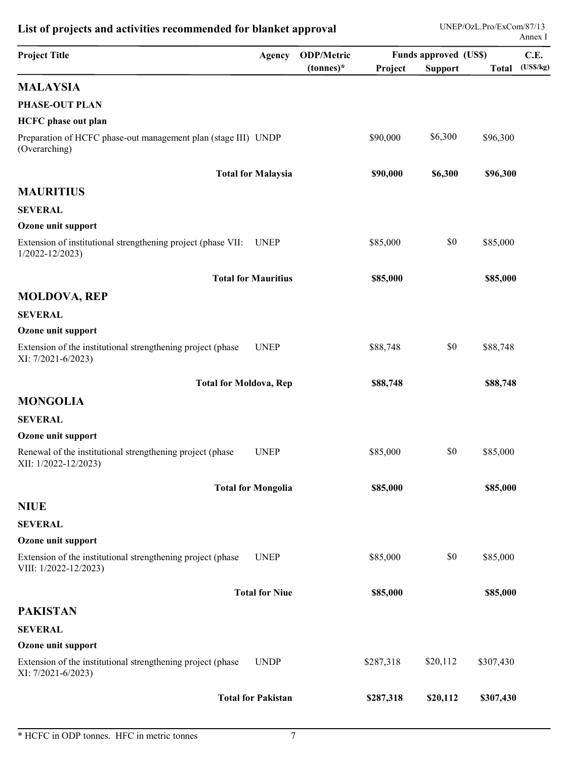## List of projects and activities recommended for blanket approval

| Project Title | Agency | ODP/Metric (tonnes)* | Funds approved (US$) Project | Support | Total | C.E. (US$/kg) |
|---|---|---|---|---|---|---|
| **MALAYSIA** | | | | | | |
| **PHASE-OUT PLAN** | | | | | | |
| **HCFC phase out plan** | | | | | | |
| Preparation of HCFC phase-out management plan (stage III) (Overarching) | UNDP | | $90,000 | $6,300 | $96,300 | |
| **Total for Malaysia** | | | **$90,000** | **$6,300** | **$96,300** | |
| **MAURITIUS** | | | | | | |
| **SEVERAL** | | | | | | |
| **Ozone unit support** | | | | | | |
| Extension of institutional strengthening project (phase VII: 1/2022-12/2023) | UNEP | | $85,000 | $0 | $85,000 | |
| **Total for Mauritius** | | | **$85,000** | | **$85,000** | |
| **MOLDOVA, REP** | | | | | | |
| **SEVERAL** | | | | | | |
| **Ozone unit support** | | | | | | |
| Extension of the institutional strengthening project (phase XI: 7/2021-6/2023) | UNEP | | $88,748 | $0 | $88,748 | |
| **Total for Moldova, Rep** | | | **$88,748** | | **$88,748** | |
| **MONGOLIA** | | | | | | |
| **SEVERAL** | | | | | | |
| **Ozone unit support** | | | | | | |
| Renewal of the institutional strengthening project (phase XII: 1/2022-12/2023) | UNEP | | $85,000 | $0 | $85,000 | |
| **Total for Mongolia** | | | **$85,000** | | **$85,000** | |
| **NIUE** | | | | | | |
| **SEVERAL** | | | | | | |
| **Ozone unit support** | | | | | | |
| Extension of the institutional strengthening project (phase VIII: 1/2022-12/2023) | UNEP | | $85,000 | $0 | $85,000 | |
| **Total for Niue** | | | **$85,000** | | **$85,000** | |
| **PAKISTAN** | | | | | | |
| **SEVERAL** | | | | | | |
| **Ozone unit support** | | | | | | |
| Extension of the institutional strengthening project (phase XI: 7/2021-6/2023) | UNDP | | $287,318 | $20,112 | $307,430 | |
| **Total for Pakistan** | | | **$287,318** | **$20,112** | **$307,430** | |

* HCFC in ODP tonnes. HFC in metric tonnes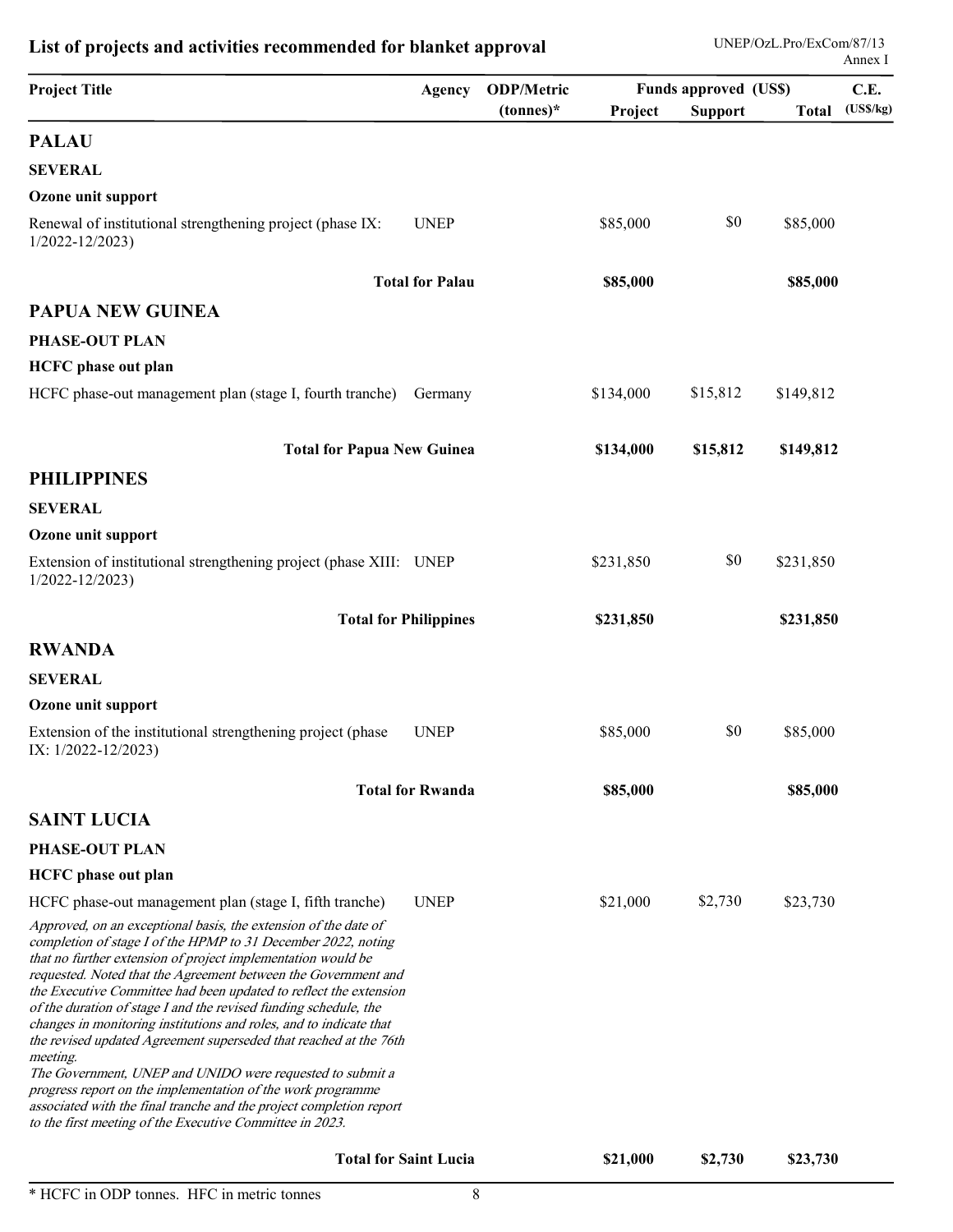## List of projects and activities recommended for blanket approval

| Project Title | Agency | ODP/Metric (tonnes)* | Funds approved (US$) Project | Support | Total | C.E. (US$/kg) |
|---|---|---|---|---|---|---|
| **PALAU** | | | | | | |
| **SEVERAL** | | | | | | |
| **Ozone unit support** | | | | | | |
| Renewal of institutional strengthening project (phase IX: 1/2022-12/2023) | UNEP | | \$85,000 | \$0 | \$85,000 | |
| **Total for Palau** | | | **\$85,000** | | **\$85,000** | |
| **PAPUA NEW GUINEA** | | | | | | |
| **PHASE-OUT PLAN** | | | | | | |
| **HCFC phase out plan** | | | | | | |
| HCFC phase-out management plan (stage I, fourth tranche) | Germany | | \$134,000 | \$15,812 | \$149,812 | |
| **Total for Papua New Guinea** | | | **\$134,000** | **\$15,812** | **\$149,812** | |
| **PHILIPPINES** | | | | | | |
| **SEVERAL** | | | | | | |
| **Ozone unit support** | | | | | | |
| Extension of institutional strengthening project (phase XIII: 1/2022-12/2023) | UNEP | | \$231,850 | \$0 | \$231,850 | |
| **Total for Philippines** | | | **\$231,850** | | **\$231,850** | |
| **RWANDA** | | | | | | |
| **SEVERAL** | | | | | | |
| **Ozone unit support** | | | | | | |
| Extension of the institutional strengthening project (phase IX: 1/2022-12/2023) | UNEP | | \$85,000 | \$0 | \$85,000 | |
| **Total for Rwanda** | | | **\$85,000** | | **\$85,000** | |
| **SAINT LUCIA** | | | | | | |
| **PHASE-OUT PLAN** | | | | | | |
| **HCFC phase out plan** | | | | | | |
| HCFC phase-out management plan (stage I, fifth tranche) | UNEP | | \$21,000 | \$2,730 | \$23,730 | |
| *Approved, on an exceptional basis, the extension of the date of completion of stage I of the HPMP to 31 December 2022, noting that no further extension of project implementation would be requested. Noted that the Agreement between the Government and the Executive Committee had been updated to reflect the extension of the duration of stage I and the revised funding schedule, the changes in monitoring institutions and roles, and to indicate that the revised updated Agreement superseded that reached at the 76th meeting. The Government, UNEP and UNIDO were requested to submit a progress report on the implementation of the work programme associated with the final tranche and the project completion report to the first meeting of the Executive Committee in 2023.* | | | | | | |
| **Total for Saint Lucia** | | | **\$21,000** | **\$2,730** | **\$23,730** | |

\* HCFC in ODP tonnes. HFC in metric tonnes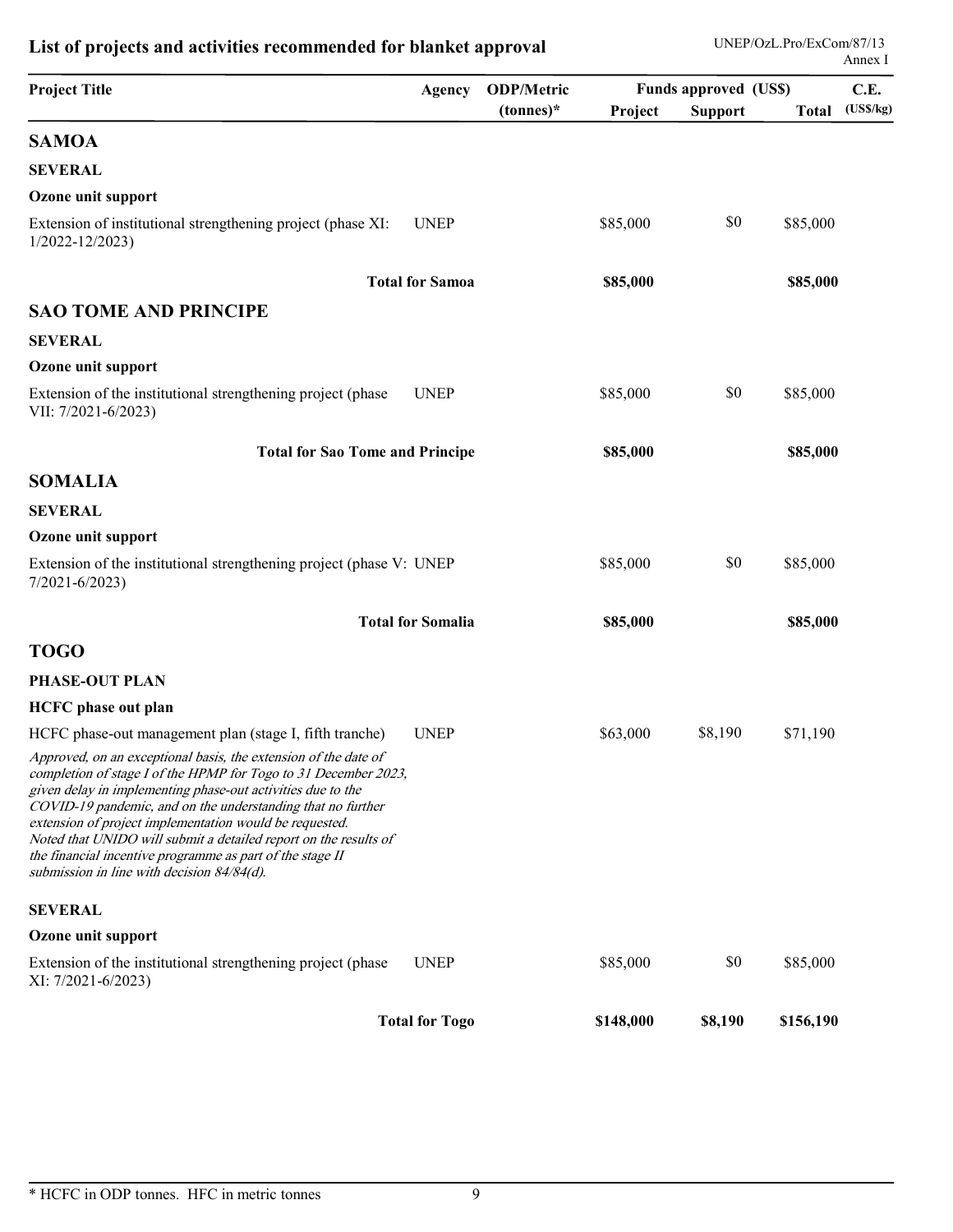## List of projects and activities recommended for blanket approval

| Project Title | Agency | ODP/Metric (tonnes)* | Funds approved (US$) Project | Support | Total | C.E. (US$/kg) |
|---|---|---|---|---|---|---|
| **SAMOA** | | | | | | |
| **SEVERAL** | | | | | | |
| **Ozone unit support** | | | | | | |
| Extension of institutional strengthening project (phase XI: 1/2022-12/2023) | UNEP | | $85,000 | $0 | $85,000 | |
| **Total for Samoa** | | | **$85,000** | | **$85,000** | |
| **SAO TOME AND PRINCIPE** | | | | | | |
| **SEVERAL** | | | | | | |
| **Ozone unit support** | | | | | | |
| Extension of the institutional strengthening project (phase VII: 7/2021-6/2023) | UNEP | | $85,000 | $0 | $85,000 | |
| **Total for Sao Tome and Principe** | | | **$85,000** | | **$85,000** | |
| **SOMALIA** | | | | | | |
| **SEVERAL** | | | | | | |
| **Ozone unit support** | | | | | | |
| Extension of the institutional strengthening project (phase V: 7/2021-6/2023) | UNEP | | $85,000 | $0 | $85,000 | |
| **Total for Somalia** | | | **$85,000** | | **$85,000** | |
| **TOGO** | | | | | | |
| **PHASE-OUT PLAN** | | | | | | |
| **HCFC phase out plan** | | | | | | |
| HCFC phase-out management plan (stage I, fifth tranche) | UNEP | | $63,000 | $8,190 | $71,190 | |
| *Approved, on an exceptional basis, the extension of the date of completion of stage I of the HPMP for Togo to 31 December 2023, given delay in implementing phase-out activities due to the COVID-19 pandemic, and on the understanding that no further extension of project implementation would be requested. Noted that UNIDO will submit a detailed report on the results of the financial incentive programme as part of the stage II submission in line with decision 84/84(d).* | | | | | | |
| **SEVERAL** | | | | | | |
| **Ozone unit support** | | | | | | |
| Extension of the institutional strengthening project (phase XI: 7/2021-6/2023) | UNEP | | $85,000 | $0 | $85,000 | |
| **Total for Togo** | | | **$148,000** | **$8,190** | **$156,190** | |

* HCFC in ODP tonnes. HFC in metric tonnes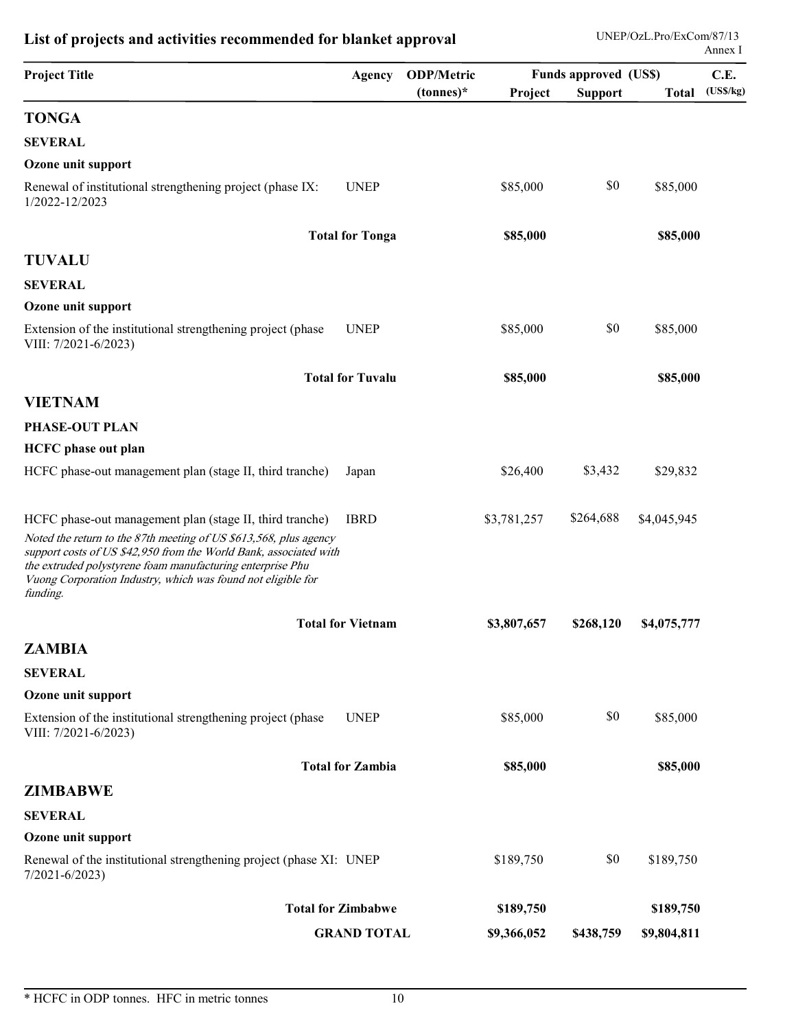## List of projects and activities recommended for blanket approval

| Project Title | Agency | ODP/Metric (tonnes)* | Funds approved (US$) Project | Support | Total | C.E. (US$/kg) |
|---|---|---|---|---|---|---|
| **TONGA** | | | | | | |
| **SEVERAL** | | | | | | |
| **Ozone unit support** | | | | | | |
| Renewal of institutional strengthening project (phase IX: 1/2022-12/2023 | UNEP | | $85,000 | $0 | $85,000 | |
| **Total for Tonga** | | | **$85,000** | | **$85,000** | |
| **TUVALU** | | | | | | |
| **SEVERAL** | | | | | | |
| **Ozone unit support** | | | | | | |
| Extension of the institutional strengthening project (phase VIII: 7/2021-6/2023) | UNEP | | $85,000 | $0 | $85,000 | |
| **Total for Tuvalu** | | | **$85,000** | | **$85,000** | |
| **VIETNAM** | | | | | | |
| **PHASE-OUT PLAN** | | | | | | |
| **HCFC phase out plan** | | | | | | |
| HCFC phase-out management plan (stage II, third tranche) | Japan | | $26,400 | $3,432 | $29,832 | |
| HCFC phase-out management plan (stage II, third tranche) | IBRD | | $3,781,257 | $264,688 | $4,045,945 | |
| *Noted the return to the 87th meeting of US $613,568, plus agency support costs of US $42,950 from the World Bank, associated with the extruded polystyrene foam manufacturing enterprise Phu Vuong Corporation Industry, which was found not eligible for funding.* | | | | | | |
| **Total for Vietnam** | | | **$3,807,657** | **$268,120** | **$4,075,777** | |
| **ZAMBIA** | | | | | | |
| **SEVERAL** | | | | | | |
| **Ozone unit support** | | | | | | |
| Extension of the institutional strengthening project (phase VIII: 7/2021-6/2023) | UNEP | | $85,000 | $0 | $85,000 | |
| **Total for Zambia** | | | **$85,000** | | **$85,000** | |
| **ZIMBABWE** | | | | | | |
| **SEVERAL** | | | | | | |
| **Ozone unit support** | | | | | | |
| Renewal of the institutional strengthening project (phase XI: 7/2021-6/2023) | UNEP | | $189,750 | $0 | $189,750 | |
| **Total for Zimbabwe** | | | **$189,750** | | **$189,750** | |
| **GRAND TOTAL** | | | **$9,366,052** | **$438,759** | **$9,804,811** | |

\* HCFC in ODP tonnes. HFC in metric tonnes